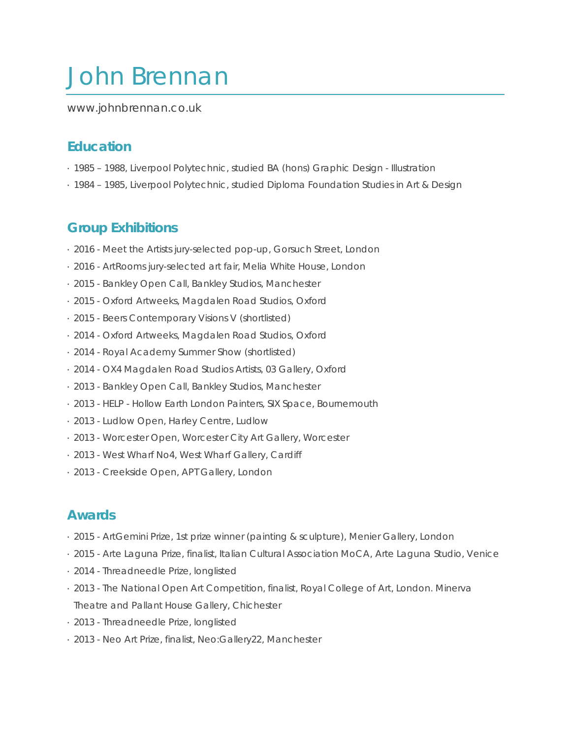# John Brennan

www.johnbrennan.co.uk

## Education

- 1985 – 1988, Liverpool Polytechnic, studied BA (hons) Graphic Design - Illustration
- 1984 – 1985, Liverpool Polytechnic, studied Diploma Foundation Studies in Art & Design

## Group Exhibitions

- 2016 - Meet the Artists jury-selected pop-up, Gorsuch Street, London
- 2016 - ArtRooms jury-selected art fair, Melia White House, London
- 2015 - Bankley Open Call, Bankley Studios, Manchester
- 2015 - Oxford Artweeks, Magdalen Road Studios, Oxford
- 2015 - Beers Contemporary Visions V (shortlisted)
- 2014 - Oxford Artweeks, Magdalen Road Studios, Oxford
- 2014 - Royal Academy Summer Show (shortlisted)
- 2014 - OX4 Magdalen Road Studios Artists, 03 Gallery, Oxford
- 2013 - Bankley Open Call, Bankley Studios, Manchester
- 2013 - HELP - Hollow Earth London Painters, SIX Space, Bournemouth
- 2013 - Ludlow Open, Harley Centre, Ludlow
- 2013 - Worcester Open, Worcester City Art Gallery, Worcester
- 2013 - West Wharf No4, West Wharf Gallery, Cardiff
- 2013 - Creekside Open, APT Gallery, London

## Awards

- 2015 - ArtGemini Prize, 1st prize winner (painting & sculpture), Menier Gallery, London
- 2015 - Arte Laguna Prize, finalist, Italian Cultural Association MoCA, Arte Laguna Studio, Venice
- 2014 - Threadneedle Prize, longlisted
- 2013 - The National Open Art Competition, finalist, Royal College of Art, London. Minerva Theatre and Pallant House Gallery, Chichester
- 2013 - Threadneedle Prize, longlisted
- 2013 - Neo Art Prize, finalist, Neo:Gallery22, Manchester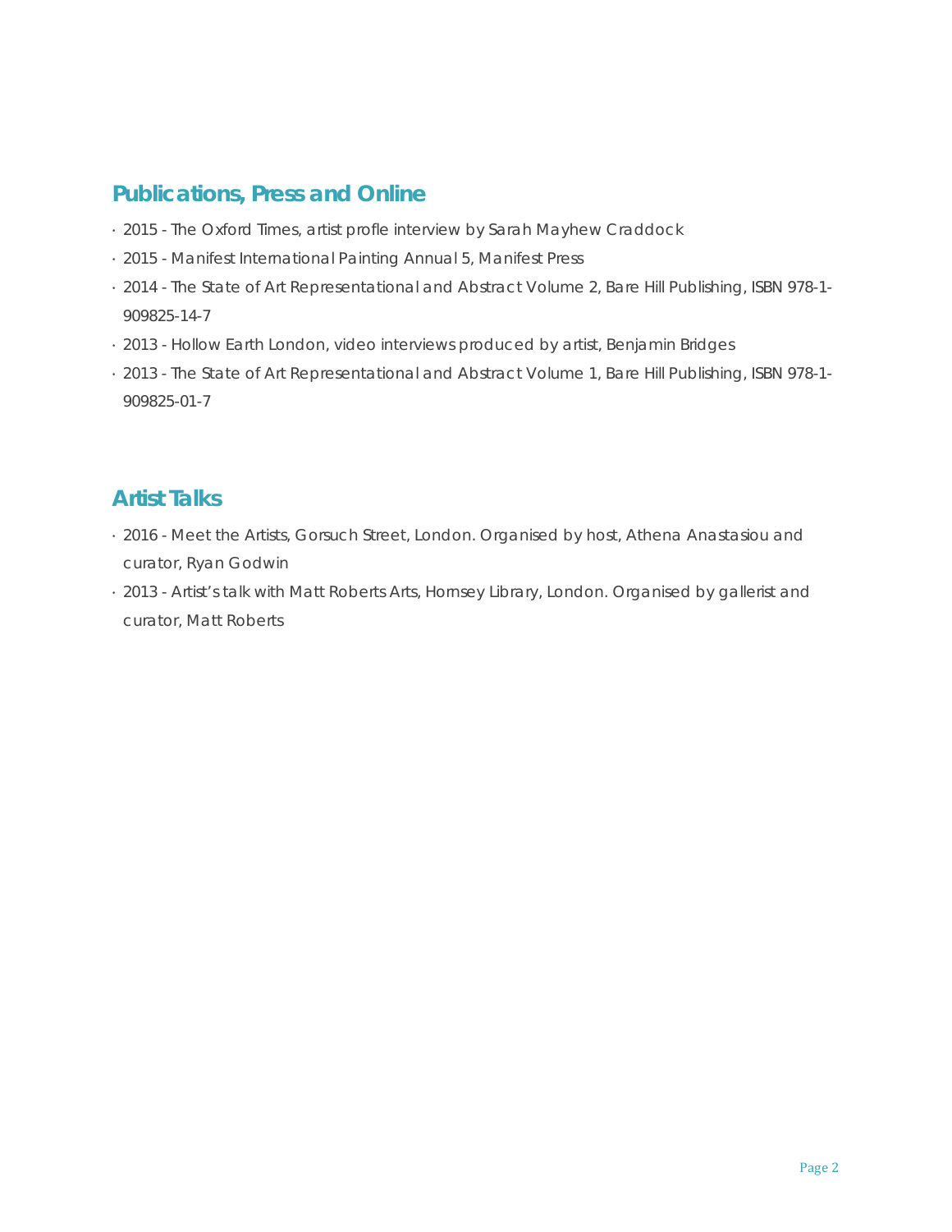## Publications, Press and Online

- 2015 - The Oxford Times, artist profle interview by Sarah Mayhew Craddock
- 2015 - Manifest International Painting Annual 5, Manifest Press
- 2014 - The State of Art Representational and Abstract Volume 2, Bare Hill Publishing, ISBN 978-1-909825-14-7
- 2013 - Hollow Earth London, video interviews produced by artist, Benjamin Bridges
- 2013 - The State of Art Representational and Abstract Volume 1, Bare Hill Publishing, ISBN 978-1-909825-01-7

## Artist Talks

- 2016 - Meet the Artists, Gorsuch Street, London. Organised by host, Athena Anastasiou and curator, Ryan Godwin
- 2013 - Artist's talk with Matt Roberts Arts, Hornsey Library, London. Organised by gallerist and curator, Matt Roberts